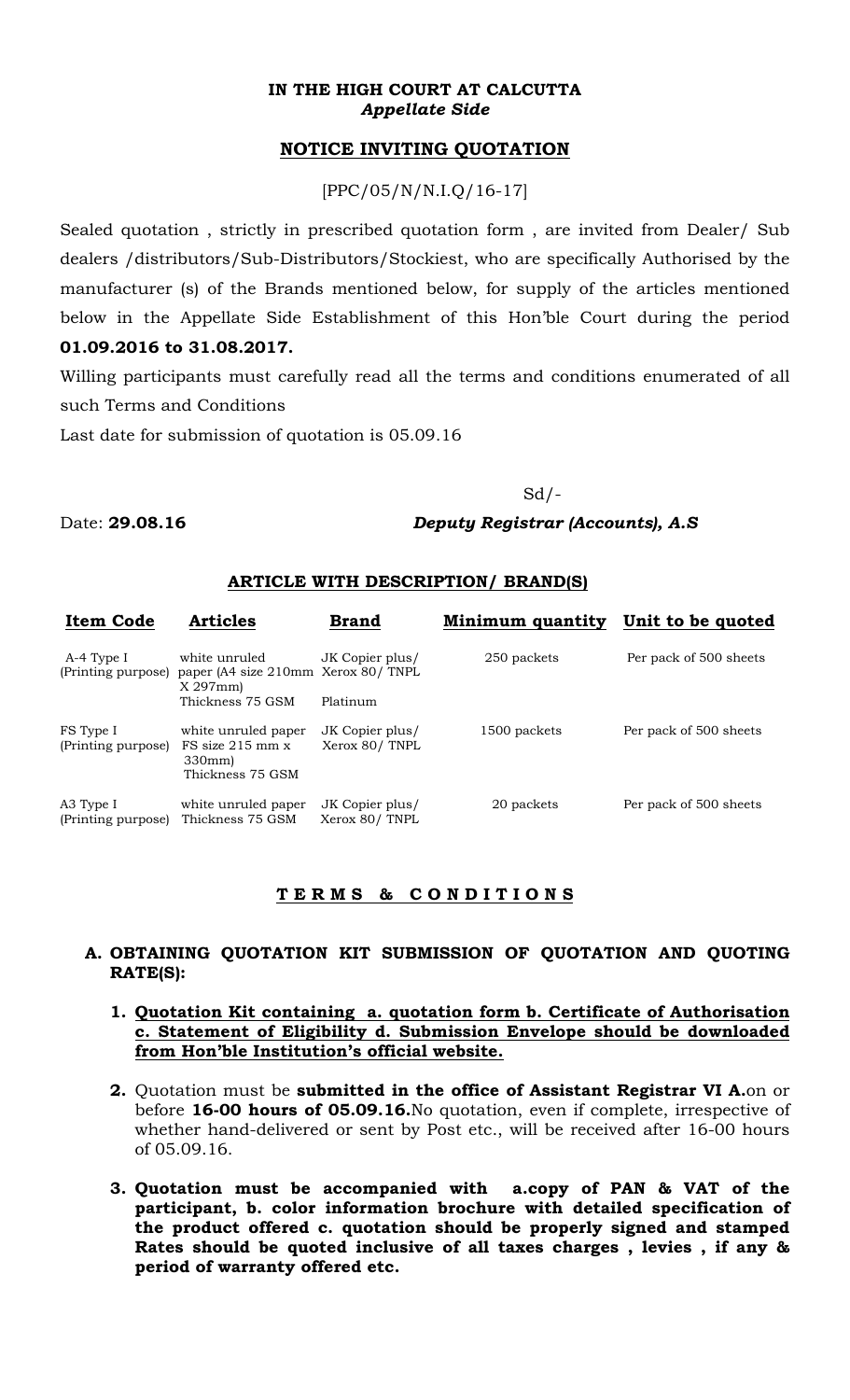**IN THE HIGH COURT AT CALCUTTA**
***Appellate Side***

## NOTICE INVITING QUOTATION

[PPC/05/N/N.I.Q/16-17]

Sealed quotation , strictly in prescribed quotation form , are invited from Dealer/ Sub dealers /distributors/Sub-Distributors/Stockiest, who are specifically Authorised by the manufacturer (s) of the Brands mentioned below, for supply of the articles mentioned below in the Appellate Side Establishment of this Hon'ble Court during the period **01.09.2016 to 31.08.2017.**

Willing participants must carefully read all the terms and conditions enumerated of all such Terms and Conditions

Last date for submission of quotation is 05.09.16

Sd/-

Date: **29.08.16** ***Deputy Registrar (Accounts), A.S***

### ARTICLE WITH DESCRIPTION/ BRAND(S)

| Item Code | Articles | Brand | Minimum quantity | Unit to be quoted |
|---|---|---|---|---|
| A-4 Type I (Printing purpose) | white unruled paper (A4 size 210mm X 297mm) Thickness 75 GSM | JK Copier plus/ Xerox 80/ TNPL Platinum | 250 packets | Per pack of 500 sheets |
| FS Type I (Printing purpose) | white unruled paper FS size 215 mm x 330mm) Thickness 75 GSM | JK Copier plus/ Xerox 80/ TNPL | 1500 packets | Per pack of 500 sheets |
| A3 Type I (Printing purpose) | white unruled paper Thickness 75 GSM | JK Copier plus/ Xerox 80/ TNPL | 20 packets | Per pack of 500 sheets |

## TERMS & CONDITIONS

**A. OBTAINING QUOTATION KIT SUBMISSION OF QUOTATION AND QUOTING RATE(S):**

1. **Quotation Kit containing a. quotation form b. Certificate of Authorisation c. Statement of Eligibility d. Submission Envelope should be downloaded from Hon'ble Institution's official website.**

2. Quotation must be **submitted in the office of Assistant Registrar VI A.**on or before **16-00 hours of 05.09.16.**No quotation, even if complete, irrespective of whether hand-delivered or sent by Post etc., will be received after 16-00 hours of 05.09.16.

3. **Quotation must be accompanied with a.copy of PAN & VAT of the participant, b. color information brochure with detailed specification of the product offered c. quotation should be properly signed and stamped Rates should be quoted inclusive of all taxes charges , levies , if any & period of warranty offered etc.**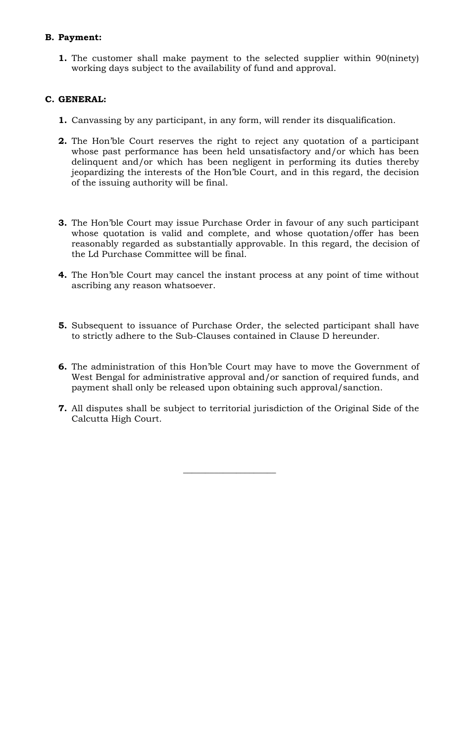**B. Payment:**

1. The customer shall make payment to the selected supplier within 90(ninety) working days subject to the availability of fund and approval.

**C. GENERAL:**

1. Canvassing by any participant, in any form, will render its disqualification.

2. The Hon'ble Court reserves the right to reject any quotation of a participant whose past performance has been held unsatisfactory and/or which has been delinquent and/or which has been negligent in performing its duties thereby jeopardizing the interests of the Hon'ble Court, and in this regard, the decision of the issuing authority will be final.

3. The Hon'ble Court may issue Purchase Order in favour of any such participant whose quotation is valid and complete, and whose quotation/offer has been reasonably regarded as substantially approvable. In this regard, the decision of the Ld Purchase Committee will be final.

4. The Hon'ble Court may cancel the instant process at any point of time without ascribing any reason whatsoever.

5. Subsequent to issuance of Purchase Order, the selected participant shall have to strictly adhere to the Sub-Clauses contained in Clause D hereunder.

6. The administration of this Hon'ble Court may have to move the Government of West Bengal for administrative approval and/or sanction of required funds, and payment shall only be released upon obtaining such approval/sanction.

7. All disputes shall be subject to territorial jurisdiction of the Original Side of the Calcutta High Court.

---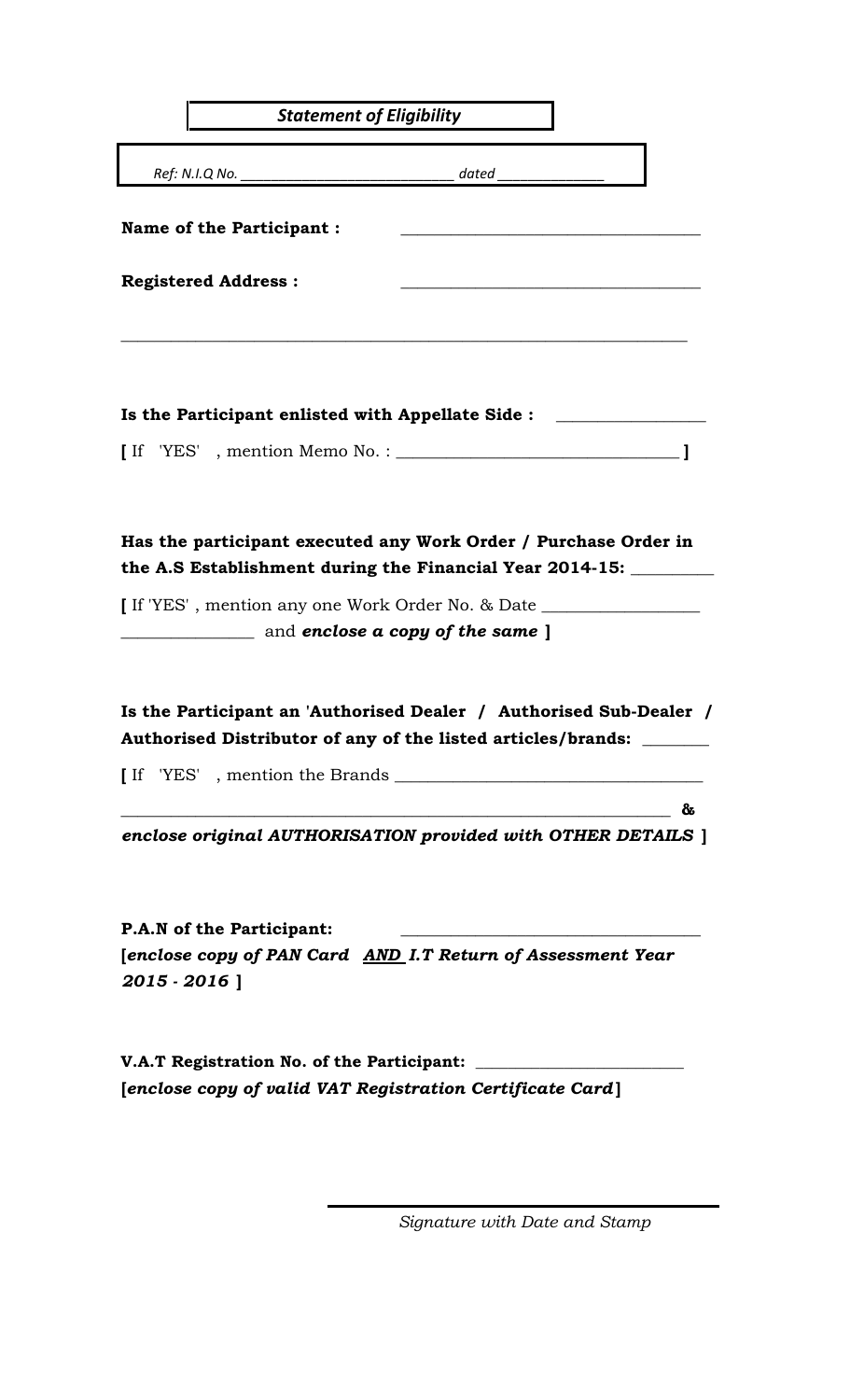***Statement of Eligibility***

*Ref: N.I.Q No. ____________________________ dated ______________*

**Name of the Participant :** ___________________________________

**Registered Address :** ___________________________________

_____________________________________________________________________

**Is the Participant enlisted with Appellate Side :** _________________

**[** If 'YES' , mention Memo No. : ________________________________ **]**

**Has the participant executed any Work Order / Purchase Order in the A.S Establishment during the Financial Year 2014-15:** __________

**[** If 'YES' , mention any one Work Order No. & Date __________________ ________________ and ***enclose a copy of the same* ]**

**Is the Participant an 'Authorised Dealer / Authorised Sub-Dealer / Authorised Distributor of any of the listed articles/brands:** ________

**[** If 'YES' , mention the Brands ___________________________________ ________________________________________________________________ **&** ***enclose original AUTHORISATION provided with OTHER DETAILS* ]**

**P.A.N of the Participant:** ___________________________________

**[*enclose copy of PAN Card AND I.T Return of Assessment Year 2015 - 2016* ]**

**V.A.T Registration No. of the Participant:** _________________________

**[*enclose copy of valid VAT Registration Certificate Card*]**

*Signature with Date and Stamp*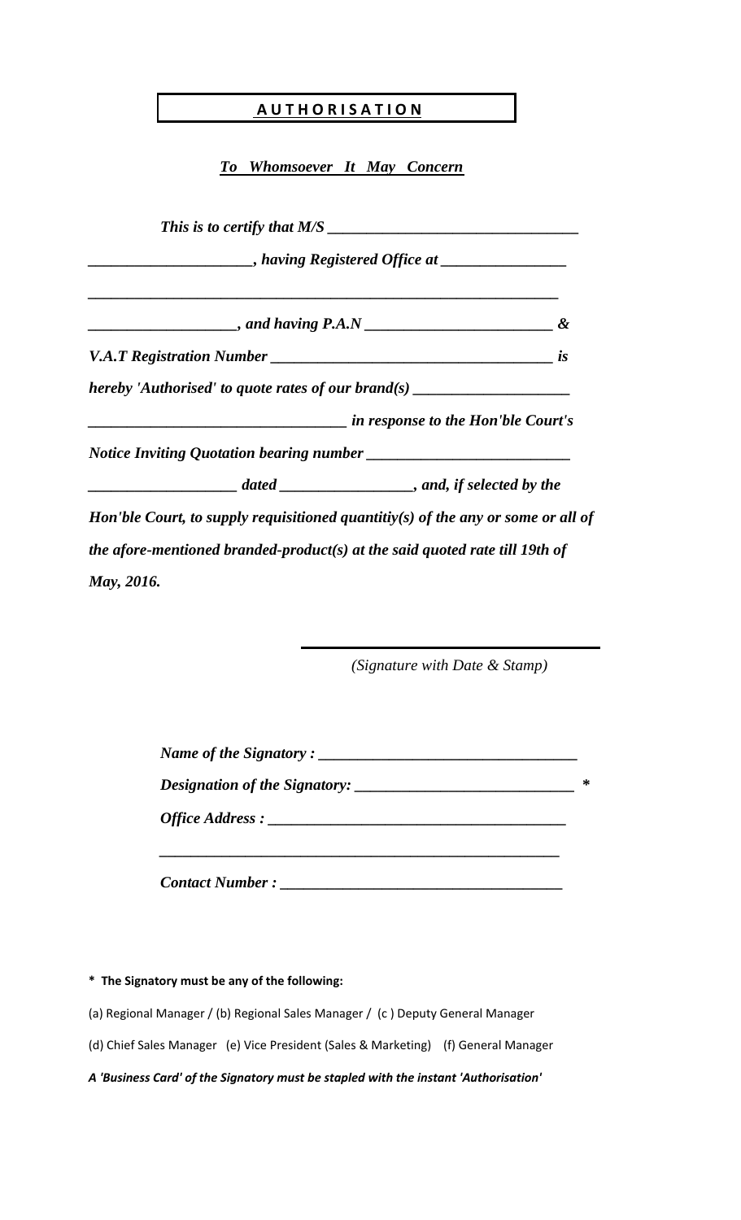# **A U T H O R I S A T I O N**

***To Whomsoever It May Concern***

*This is to certify that M/S ________________________________*

*____________________, having Registered Office at ________________*

*___________________________________________________________*

*__________________, and having P.A.N _______________________ &*

*V.A.T Registration Number __________________________________ is*

*hereby 'Authorised' to quote rates of our brand(s) ____________________*

*________________________________ in response to the Hon'ble Court's*

*Notice Inviting Quotation bearing number __________________________*

*__________________ dated ________________, and, if selected by the*

*Hon'ble Court, to supply requisitioned quantitiy(s) of the any or some or all of the afore-mentioned branded-product(s) at the said quoted rate till 19th of May, 2016.*

______________________________

*(Signature with Date & Stamp)*

*Name of the Signatory : ________________________________*

*Designation of the Signatory: ___________________________ **

*Office Address : ____________________________________*

*___________________________________________________*

*Contact Number : ___________________________________*

**\* The Signatory must be any of the following:**

(a) Regional Manager / (b) Regional Sales Manager / (c ) Deputy General Manager

(d) Chief Sales Manager (e) Vice President (Sales & Marketing) (f) General Manager

***A 'Business Card' of the Signatory must be stapled with the instant 'Authorisation'***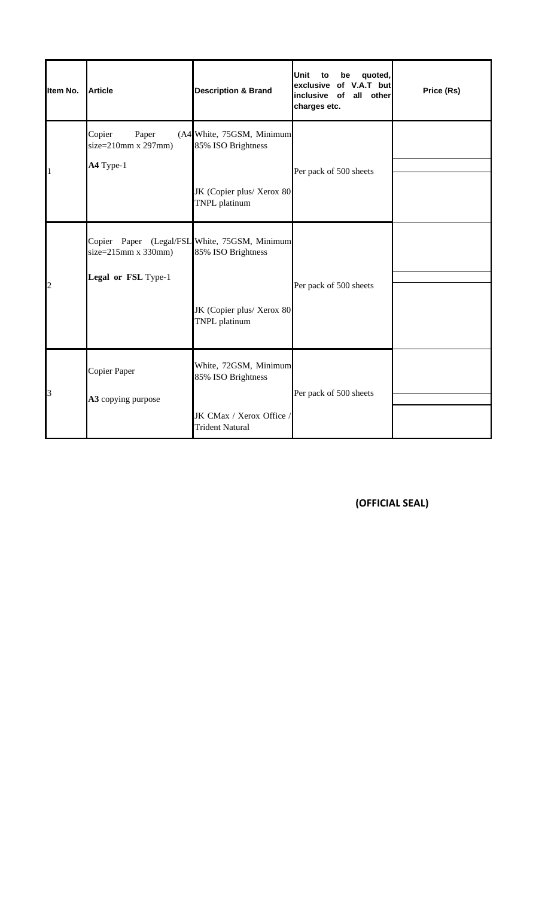| Item No. | Article | Description & Brand | Unit to be quoted, exclusive of V.A.T but inclusive of all other charges etc. | Price (Rs) |
|---|---|---|---|---|
| 1 | Copier Paper (A4 size=210mm x 297mm)<br>**A4** Type-1 | White, 75GSM, Minimum 85% ISO Brightness<br>JK (Copier plus/ Xerox 80 TNPL platinum | Per pack of 500 sheets | |
| 2 | Copier Paper (Legal/FSL size=215mm x 330mm)<br>**Legal or FSL** Type-1 | White, 75GSM, Minimum 85% ISO Brightness<br>JK (Copier plus/ Xerox 80 TNPL platinum | Per pack of 500 sheets | |
| 3 | Copier Paper<br>**A3** copying purpose | White, 72GSM, Minimum 85% ISO Brightness<br>JK CMax / Xerox Office / Trident Natural | Per pack of 500 sheets | |

**(OFFICIAL SEAL)**